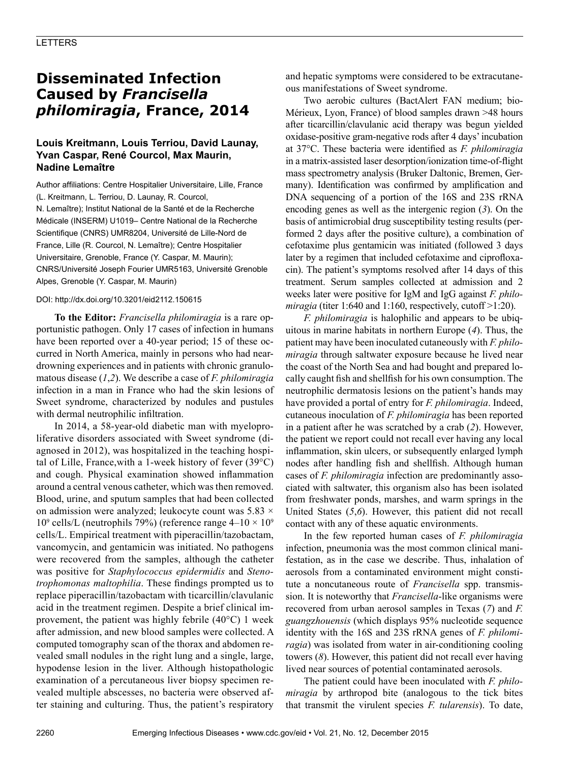LETTERS

# Disseminated Infection Caused by *Francisella philomiragia*, France, 2014

**Louis Kreitmann, Louis Terriou, David Launay, Yvan Caspar, René Courcol, Max Maurin, Nadine Lemaître**

Author affiliations: Centre Hospitalier Universitaire, Lille, France (L. Kreitmann, L. Terriou, D. Launay, R. Courcol, N. Lemaître); Institut National de la Santé et de la Recherche Médicale (INSERM) U1019– Centre National de la Recherche Scientifique (CNRS) UMR8204, Université de Lille-Nord de France, Lille (R. Courcol, N. Lemaître); Centre Hospitalier Universitaire, Grenoble, France (Y. Caspar, M. Maurin); CNRS/Université Joseph Fourier UMR5163, Université Grenoble Alpes, Grenoble (Y. Caspar, M. Maurin)

DOI: http://dx.doi.org/10.3201/eid2112.150615

**To the Editor:** *Francisella philomiragia* is a rare opportunistic pathogen. Only 17 cases of infection in humans have been reported over a 40-year period; 15 of these occurred in North America, mainly in persons who had near-drowning experiences and in patients with chronic granulomatous disease (*1*,*2*). We describe a case of *F. philomiragia* infection in a man in France who had the skin lesions of Sweet syndrome, characterized by nodules and pustules with dermal neutrophilic infiltration.

In 2014, a 58-year-old diabetic man with myeloproliferative disorders associated with Sweet syndrome (diagnosed in 2012), was hospitalized in the teaching hospital of Lille, France,with a 1-week history of fever (39°C) and cough. Physical examination showed inflammation around a central venous catheter, which was then removed. Blood, urine, and sputum samples that had been collected on admission were analyzed; leukocyte count was $5.83 \times 10^9$ cells/L (neutrophils 79%) (reference range $4–10 \times 10^9$ cells/L. Empirical treatment with piperacillin/tazobactam, vancomycin, and gentamicin was initiated. No pathogens were recovered from the samples, although the catheter was positive for *Staphylococcus epidermidis* and *Stenotrophomonas maltophilia*. These findings prompted us to replace piperacillin/tazobactam with ticarcillin/clavulanic acid in the treatment regimen. Despite a brief clinical improvement, the patient was highly febrile (40°C) 1 week after admission, and new blood samples were collected. A computed tomography scan of the thorax and abdomen revealed small nodules in the right lung and a single, large, hypodense lesion in the liver. Although histopathologic examination of a percutaneous liver biopsy specimen revealed multiple abscesses, no bacteria were observed after staining and culturing. Thus, the patient's respiratory and hepatic symptoms were considered to be extracutaneous manifestations of Sweet syndrome.

Two aerobic cultures (BactAlert FAN medium; bioMérieux, Lyon, France) of blood samples drawn >48 hours after ticarcillin/clavulanic acid therapy was begun yielded oxidase-positive gram-negative rods after 4 days' incubation at 37°C. These bacteria were identified as *F. philomiragia* in a matrix-assisted laser desorption/ionization time-of-flight mass spectrometry analysis (Bruker Daltonic, Bremen, Germany). Identification was confirmed by amplification and DNA sequencing of a portion of the 16S and 23S rRNA encoding genes as well as the intergenic region (*3*). On the basis of antimicrobial drug susceptibility testing results (performed 2 days after the positive culture), a combination of cefotaxime plus gentamicin was initiated (followed 3 days later by a regimen that included cefotaxime and ciprofloxacin). The patient's symptoms resolved after 14 days of this treatment. Serum samples collected at admission and 2 weeks later were positive for IgM and IgG against *F. philomiragia* (titer 1:640 and 1:160, respectively, cutoff >1:20).

*F. philomiragia* is halophilic and appears to be ubiquitous in marine habitats in northern Europe (*4*). Thus, the patient may have been inoculated cutaneously with *F. philomiragia* through saltwater exposure because he lived near the coast of the North Sea and had bought and prepared locally caught fish and shellfish for his own consumption. The neutrophilic dermatosis lesions on the patient's hands may have provided a portal of entry for *F. philomiragia*. Indeed, cutaneous inoculation of *F. philomiragia* has been reported in a patient after he was scratched by a crab (*2*). However, the patient we report could not recall ever having any local inflammation, skin ulcers, or subsequently enlarged lymph nodes after handling fish and shellfish. Although human cases of *F. philomiragia* infection are predominantly associated with saltwater, this organism also has been isolated from freshwater ponds, marshes, and warm springs in the United States (*5*,*6*). However, this patient did not recall contact with any of these aquatic environments.

In the few reported human cases of *F. philomiragia* infection, pneumonia was the most common clinical manifestation, as in the case we describe. Thus, inhalation of aerosols from a contaminated environment might constitute a noncutaneous route of *Francisella* spp. transmission. It is noteworthy that *Francisella*-like organisms were recovered from urban aerosol samples in Texas (*7*) and *F. guangzhouensis* (which displays 95% nucleotide sequence identity with the 16S and 23S rRNA genes of *F. philomiragia*) was isolated from water in air-conditioning cooling towers (*8*). However, this patient did not recall ever having lived near sources of potential contaminated aerosols.

The patient could have been inoculated with *F. philomiragia* by arthropod bite (analogous to the tick bites that transmit the virulent species *F. tularensis*). To date,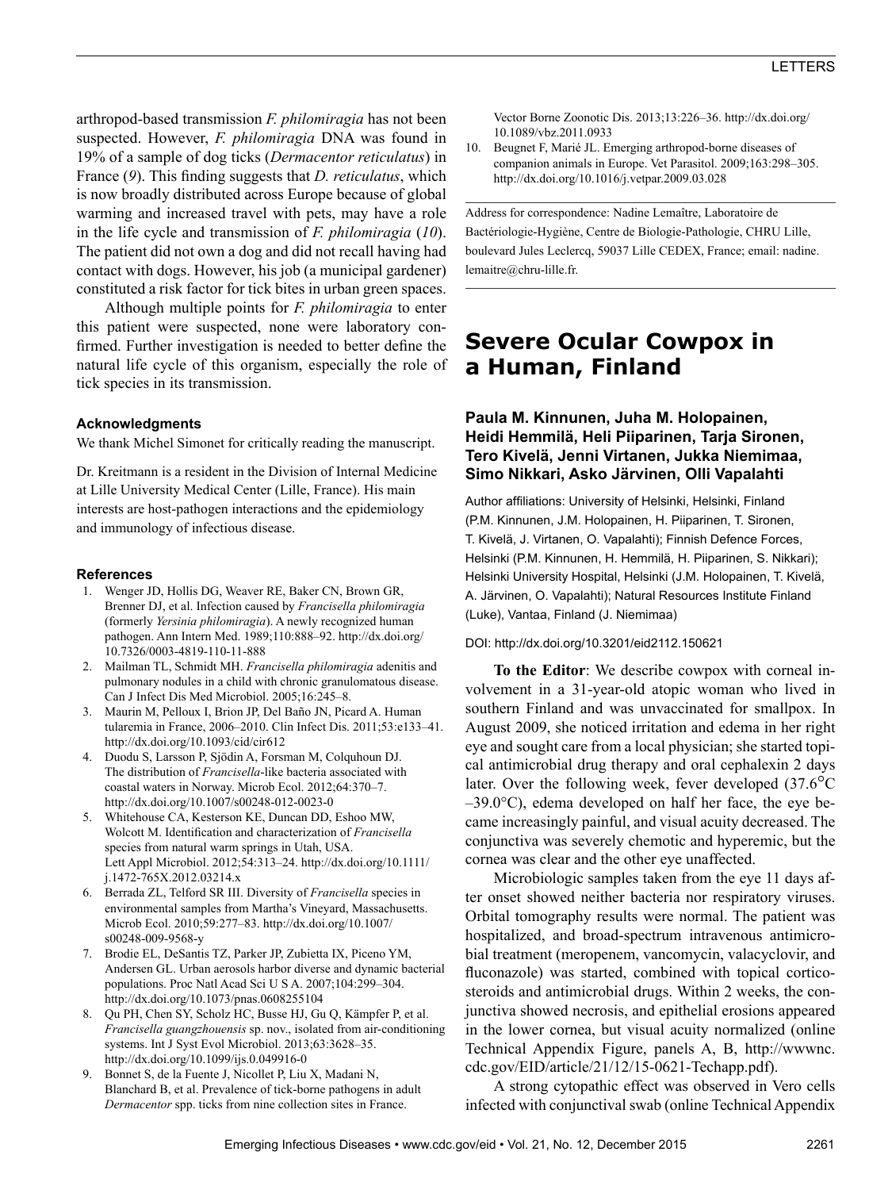arthropod-based transmission *F. philomiragia* has not been suspected. However, *F. philomiragia* DNA was found in 19% of a sample of dog ticks (*Dermacentor reticulatus*) in France (*9*). This finding suggests that *D. reticulatus*, which is now broadly distributed across Europe because of global warming and increased travel with pets, may have a role in the life cycle and transmission of *F. philomiragia* (*10*). The patient did not own a dog and did not recall having had contact with dogs. However, his job (a municipal gardener) constituted a risk factor for tick bites in urban green spaces.

Although multiple points for *F. philomiragia* to enter this patient were suspected, none were laboratory confirmed. Further investigation is needed to better define the natural life cycle of this organism, especially the role of tick species in its transmission.

### Acknowledgments

We thank Michel Simonet for critically reading the manuscript.

Dr. Kreitmann is a resident in the Division of Internal Medicine at Lille University Medical Center (Lille, France). His main interests are host-pathogen interactions and the epidemiology and immunology of infectious disease.

### References

1. Wenger JD, Hollis DG, Weaver RE, Baker CN, Brown GR, Brenner DJ, et al. Infection caused by *Francisella philomiragia* (formerly *Yersinia philomiragia*). A newly recognized human pathogen. Ann Intern Med. 1989;110:888–92. http://dx.doi.org/10.7326/0003-4819-110-11-888
2. Mailman TL, Schmidt MH. *Francisella philomiragia* adenitis and pulmonary nodules in a child with chronic granulomatous disease. Can J Infect Dis Med Microbiol. 2005;16:245–8.
3. Maurin M, Pelloux I, Brion JP, Del Baño JN, Picard A. Human tularemia in France, 2006–2010. Clin Infect Dis. 2011;53:e133–41. http://dx.doi.org/10.1093/cid/cir612
4. Duodu S, Larsson P, Sjödin A, Forsman M, Colquhoun DJ. The distribution of *Francisella*-like bacteria associated with coastal waters in Norway. Microb Ecol. 2012;64:370–7. http://dx.doi.org/10.1007/s00248-012-0023-0
5. Whitehouse CA, Kesterson KE, Duncan DD, Eshoo MW, Wolcott M. Identification and characterization of *Francisella* species from natural warm springs in Utah, USA. Lett Appl Microbiol. 2012;54:313–24. http://dx.doi.org/10.1111/j.1472-765X.2012.03214.x
6. Berrada ZL, Telford SR III. Diversity of *Francisella* species in environmental samples from Martha's Vineyard, Massachusetts. Microb Ecol. 2010;59:277–83. http://dx.doi.org/10.1007/s00248-009-9568-y
7. Brodie EL, DeSantis TZ, Parker JP, Zubietta IX, Piceno YM, Andersen GL. Urban aerosols harbor diverse and dynamic bacterial populations. Proc Natl Acad Sci U S A. 2007;104:299–304. http://dx.doi.org/10.1073/pnas.0608255104
8. Qu PH, Chen SY, Scholz HC, Busse HJ, Gu Q, Kämpfer P, et al. *Francisella guangzhouensis* sp. nov., isolated from air-conditioning systems. Int J Syst Evol Microbiol. 2013;63:3628–35. http://dx.doi.org/10.1099/ijs.0.049916-0
9. Bonnet S, de la Fuente J, Nicollet P, Liu X, Madani N, Blanchard B, et al. Prevalence of tick-borne pathogens in adult *Dermacentor* spp. ticks from nine collection sites in France. Vector Borne Zoonotic Dis. 2013;13:226–36. http://dx.doi.org/10.1089/vbz.2011.0933
10. Beugnet F, Marié JL. Emerging arthropod-borne diseases of companion animals in Europe. Vet Parasitol. 2009;163:298–305. http://dx.doi.org/10.1016/j.vetpar.2009.03.028

Address for correspondence: Nadine Lemaître, Laboratoire de Bactériologie-Hygiène, Centre de Biologie-Pathologie, CHRU Lille, boulevard Jules Leclercq, 59037 Lille CEDEX, France; email: nadine.lemaitre@chru-lille.fr.

# Severe Ocular Cowpox in a Human, Finland

**Paula M. Kinnunen, Juha M. Holopainen, Heidi Hemmilä, Heli Piiparinen, Tarja Sironen, Tero Kivelä, Jenni Virtanen, Jukka Niemimaa, Simo Nikkari, Asko Järvinen, Olli Vapalahti**

Author affiliations: University of Helsinki, Helsinki, Finland (P.M. Kinnunen, J.M. Holopainen, H. Piiparinen, T. Sironen, T. Kivelä, J. Virtanen, O. Vapalahti); Finnish Defence Forces, Helsinki (P.M. Kinnunen, H. Hemmilä, H. Piiparinen, S. Nikkari); Helsinki University Hospital, Helsinki (J.M. Holopainen, T. Kivelä, A. Järvinen, O. Vapalahti); Natural Resources Institute Finland (Luke), Vantaa, Finland (J. Niemimaa)

DOI: http://dx.doi.org/10.3201/eid2112.150621

**To the Editor**: We describe cowpox with corneal involvement in a 31-year-old atopic woman who lived in southern Finland and was unvaccinated for smallpox. In August 2009, she noticed irritation and edema in her right eye and sought care from a local physician; she started topical antimicrobial drug therapy and oral cephalexin 2 days later. Over the following week, fever developed (37.6°C–39.0°C), edema developed on half her face, the eye became increasingly painful, and visual acuity decreased. The conjunctiva was severely chemotic and hyperemic, but the cornea was clear and the other eye unaffected.

Microbiologic samples taken from the eye 11 days after onset showed neither bacteria nor respiratory viruses. Orbital tomography results were normal. The patient was hospitalized, and broad-spectrum intravenous antimicrobial treatment (meropenem, vancomycin, valacyclovir, and fluconazole) was started, combined with topical corticosteroids and antimicrobial drugs. Within 2 weeks, the conjunctiva showed necrosis, and epithelial erosions appeared in the lower cornea, but visual acuity normalized (online Technical Appendix Figure, panels A, B, http://wwwnc.cdc.gov/EID/article/21/12/15-0621-Techapp.pdf).

A strong cytopathic effect was observed in Vero cells infected with conjunctival swab (online Technical Appendix